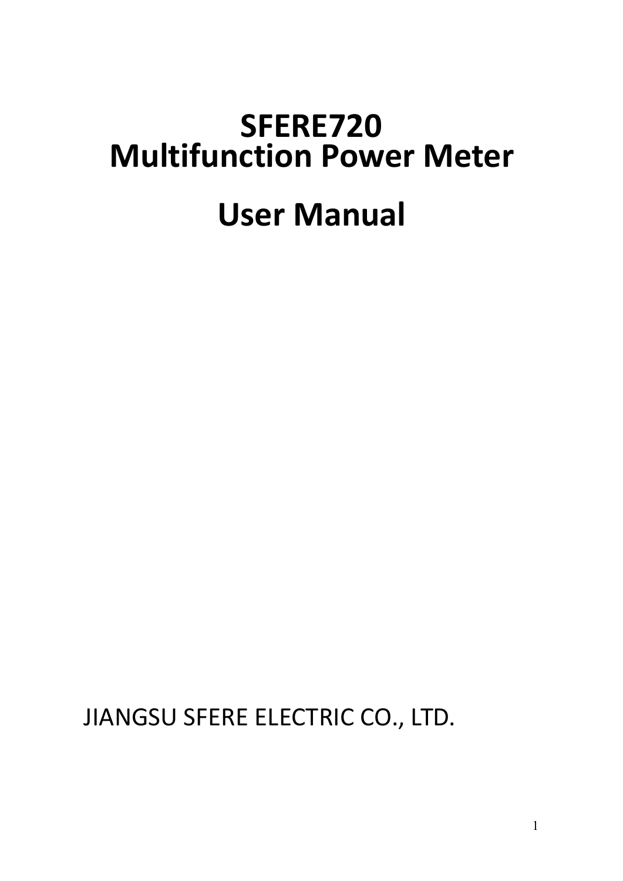# SFERE720
# Multifunction Power Meter

# User Manual

JIANGSU SFERE ELECTRIC CO., LTD.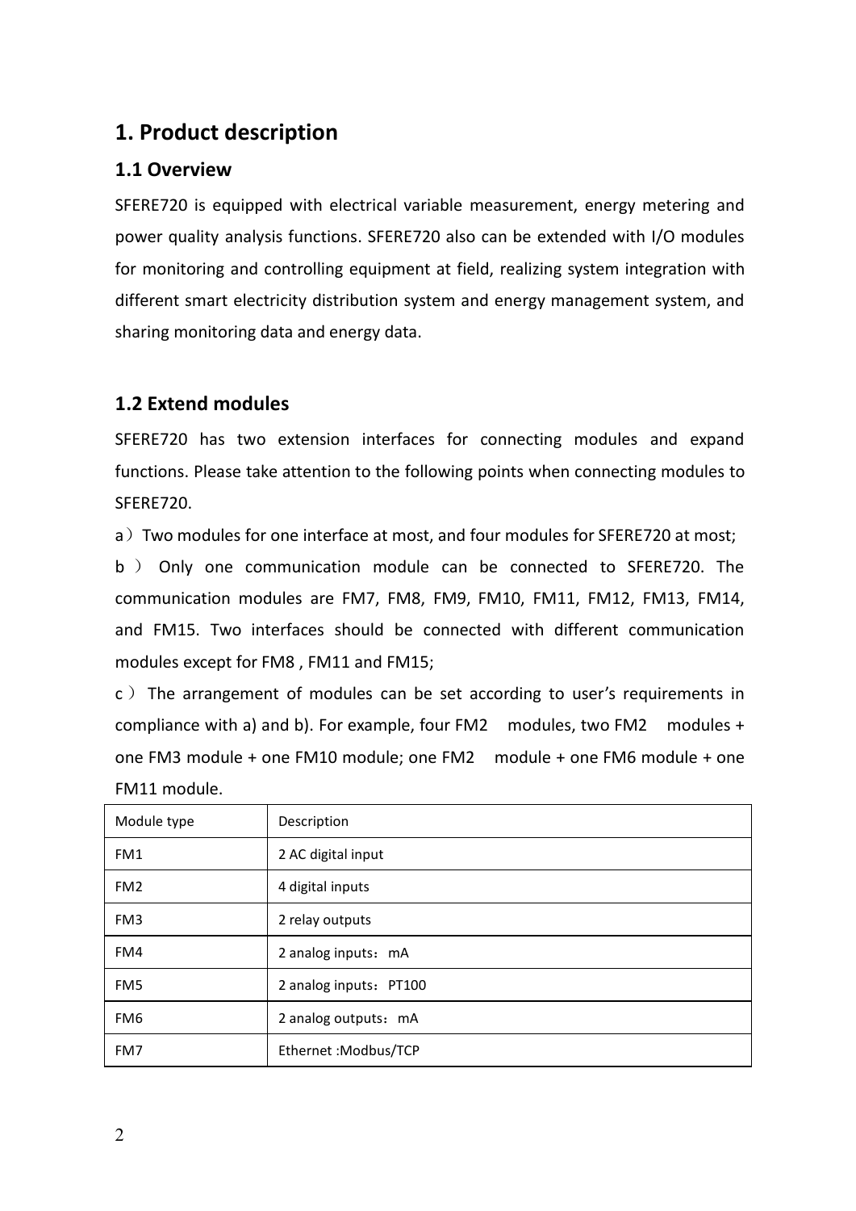# 1. Product description

## 1.1 Overview

SFERE720 is equipped with electrical variable measurement, energy metering and power quality analysis functions. SFERE720 also can be extended with I/O modules for monitoring and controlling equipment at field, realizing system integration with different smart electricity distribution system and energy management system, and sharing monitoring data and energy data.

## 1.2 Extend modules

SFERE720 has two extension interfaces for connecting modules and expand functions. Please take attention to the following points when connecting modules to SFERE720.

a）Two modules for one interface at most, and four modules for SFERE720 at most;

b ） Only one communication module can be connected to SFERE720. The communication modules are FM7, FM8, FM9, FM10, FM11, FM12, FM13, FM14, and FM15. Two interfaces should be connected with different communication modules except for FM8 , FM11 and FM15;

c ） The arrangement of modules can be set according to user's requirements in compliance with a) and b). For example, four FM2 modules, two FM2 modules + one FM3 module + one FM10 module; one FM2 module + one FM6 module + one FM11 module.

| Module type | Description |
|---|---|
| FM1 | 2 AC digital input |
| FM2 | 4 digital inputs |
| FM3 | 2 relay outputs |
| FM4 | 2 analog inputs：mA |
| FM5 | 2 analog inputs：PT100 |
| FM6 | 2 analog outputs：mA |
| FM7 | Ethernet :Modbus/TCP |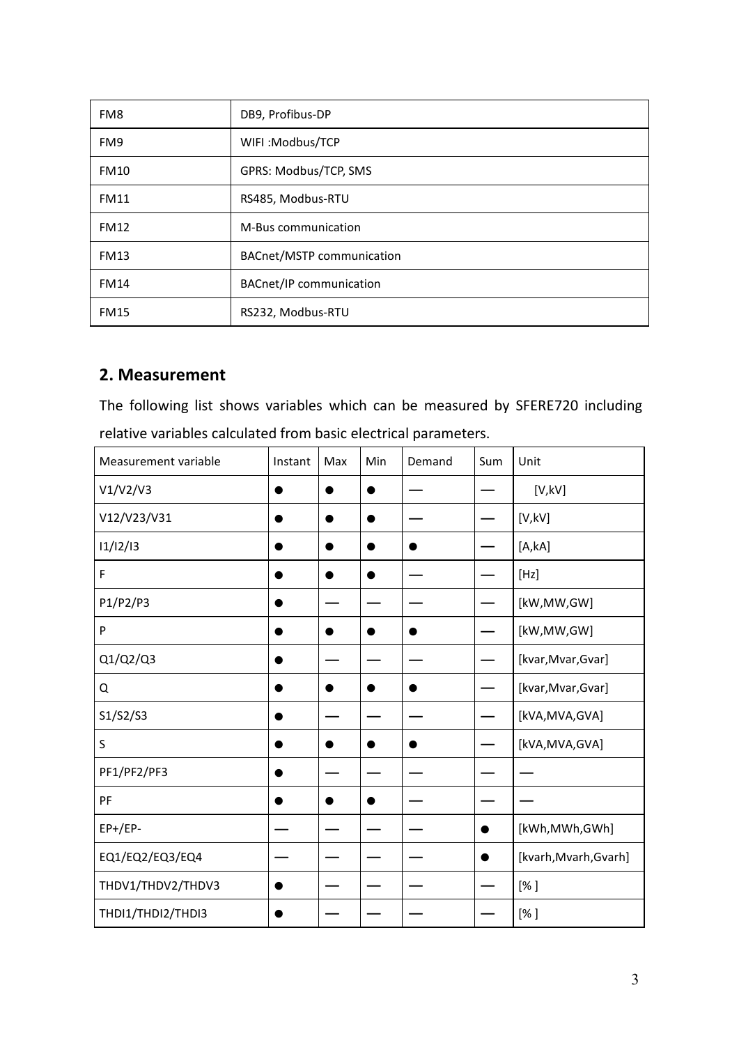| FM8 | DB9, Profibus-DP |
|---|---|
| FM9 | WIFI :Modbus/TCP |
| FM10 | GPRS: Modbus/TCP, SMS |
| FM11 | RS485, Modbus-RTU |
| FM12 | M-Bus communication |
| FM13 | BACnet/MSTP communication |
| FM14 | BACnet/IP communication |
| FM15 | RS232, Modbus-RTU |

## 2. Measurement

The following list shows variables which can be measured by SFERE720 including relative variables calculated from basic electrical parameters.

| Measurement variable | Instant | Max | Min | Demand | Sum | Unit |
|---|---|---|---|---|---|---|
| V1/V2/V3 | ● | ● | ● | — | — | [V,kV] |
| V12/V23/V31 | ● | ● | ● | — | — | [V,kV] |
| I1/I2/I3 | ● | ● | ● | ● | — | [A,kA] |
| F | ● | ● | ● | — | — | [Hz] |
| P1/P2/P3 | ● | — | — | — | — | [kW,MW,GW] |
| P | ● | ● | ● | ● | — | [kW,MW,GW] |
| Q1/Q2/Q3 | ● | — | — | — | — | [kvar,Mvar,Gvar] |
| Q | ● | ● | ● | ● | — | [kvar,Mvar,Gvar] |
| S1/S2/S3 | ● | — | — | — | — | [kVA,MVA,GVA] |
| S | ● | ● | ● | ● | — | [kVA,MVA,GVA] |
| PF1/PF2/PF3 | ● | — | — | — | — | — |
| PF | ● | ● | ● | — | — | — |
| EP+/EP- | — | — | — | — | ● | [kWh,MWh,GWh] |
| EQ1/EQ2/EQ3/EQ4 | — | — | — | — | ● | [kvarh,Mvarh,Gvarh] |
| THDV1/THDV2/THDV3 | ● | — | — | — | — | [%] |
| THDI1/THDI2/THDI3 | ● | — | — | — | — | [%] |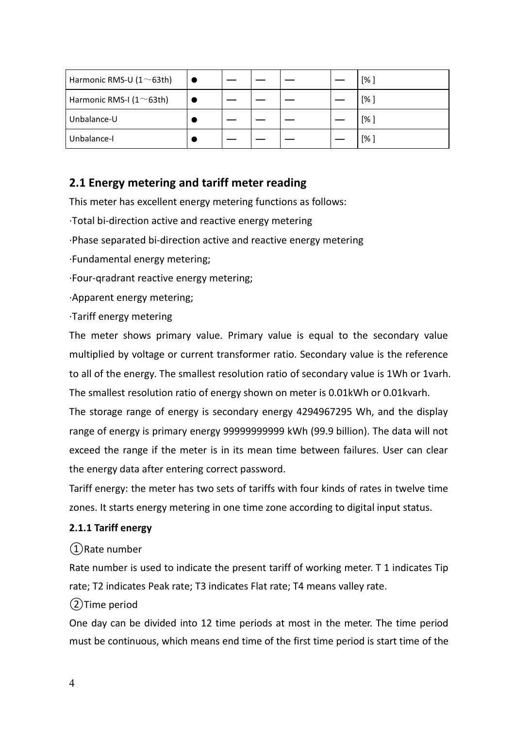| Harmonic RMS-U (1～63th) | ● | — | — | — | — | [% ] |
|---|---|---|---|---|---|---|
| Harmonic RMS-I (1～63th) | ● | — | — | — | — | [% ] |
| Unbalance-U | ● | — | — | — | — | [% ] |
| Unbalance-I | ● | — | — | — | — | [% ] |

## 2.1 Energy metering and tariff meter reading

This meter has excellent energy metering functions as follows:

·Total bi-direction active and reactive energy metering

·Phase separated bi-direction active and reactive energy metering

·Fundamental energy metering;

·Four-qradrant reactive energy metering;

·Apparent energy metering;

·Tariff energy metering

The meter shows primary value. Primary value is equal to the secondary value multiplied by voltage or current transformer ratio. Secondary value is the reference to all of the energy. The smallest resolution ratio of secondary value is 1Wh or 1varh. The smallest resolution ratio of energy shown on meter is 0.01kWh or 0.01kvarh.

The storage range of energy is secondary energy 4294967295 Wh, and the display range of energy is primary energy 99999999999 kWh (99.9 billion). The data will not exceed the range if the meter is in its mean time between failures. User can clear the energy data after entering correct password.

Tariff energy: the meter has two sets of tariffs with four kinds of rates in twelve time zones. It starts energy metering in one time zone according to digital input status.

### 2.1.1 Tariff energy

①Rate number

Rate number is used to indicate the present tariff of working meter. T 1 indicates Tip rate; T2 indicates Peak rate; T3 indicates Flat rate; T4 means valley rate.

②Time period

One day can be divided into 12 time periods at most in the meter. The time period must be continuous, which means end time of the first time period is start time of the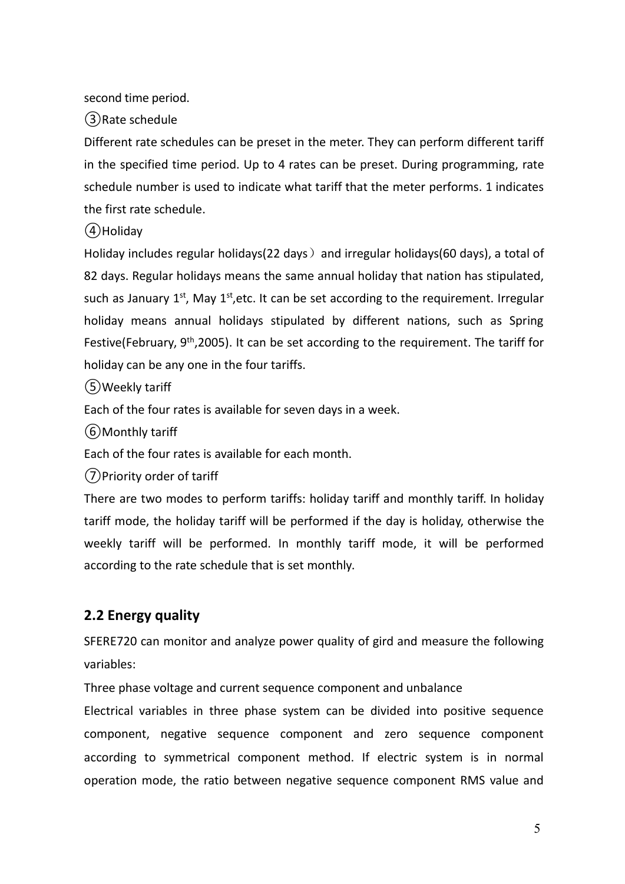second time period.

③Rate schedule

Different rate schedules can be preset in the meter. They can perform different tariff in the specified time period. Up to 4 rates can be preset. During programming, rate schedule number is used to indicate what tariff that the meter performs. 1 indicates the first rate schedule.

④Holiday

Holiday includes regular holidays(22 days）and irregular holidays(60 days), a total of 82 days. Regular holidays means the same annual holiday that nation has stipulated, such as January 1st, May 1st,etc. It can be set according to the requirement. Irregular holiday means annual holidays stipulated by different nations, such as Spring Festive(February, 9th,2005). It can be set according to the requirement. The tariff for holiday can be any one in the four tariffs.

⑤Weekly tariff

Each of the four rates is available for seven days in a week.

⑥Monthly tariff

Each of the four rates is available for each month.

⑦Priority order of tariff

There are two modes to perform tariffs: holiday tariff and monthly tariff. In holiday tariff mode, the holiday tariff will be performed if the day is holiday, otherwise the weekly tariff will be performed. In monthly tariff mode, it will be performed according to the rate schedule that is set monthly.

## 2.2 Energy quality

SFERE720 can monitor and analyze power quality of gird and measure the following variables:

Three phase voltage and current sequence component and unbalance

Electrical variables in three phase system can be divided into positive sequence component, negative sequence component and zero sequence component according to symmetrical component method. If electric system is in normal operation mode, the ratio between negative sequence component RMS value and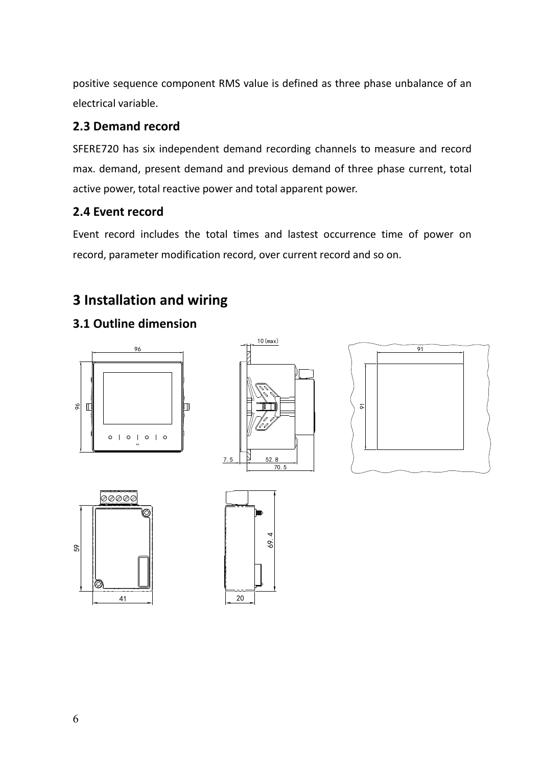positive sequence component RMS value is defined as three phase unbalance of an electrical variable.

### 2.3 Demand record

SFERE720 has six independent demand recording channels to measure and record max. demand, present demand and previous demand of three phase current, total active power, total reactive power and total apparent power.

### 2.4 Event record

Event record includes the total times and lastest occurrence time of power on record, parameter modification record, over current record and so on.

## 3 Installation and wiring

### 3.1 Outline dimension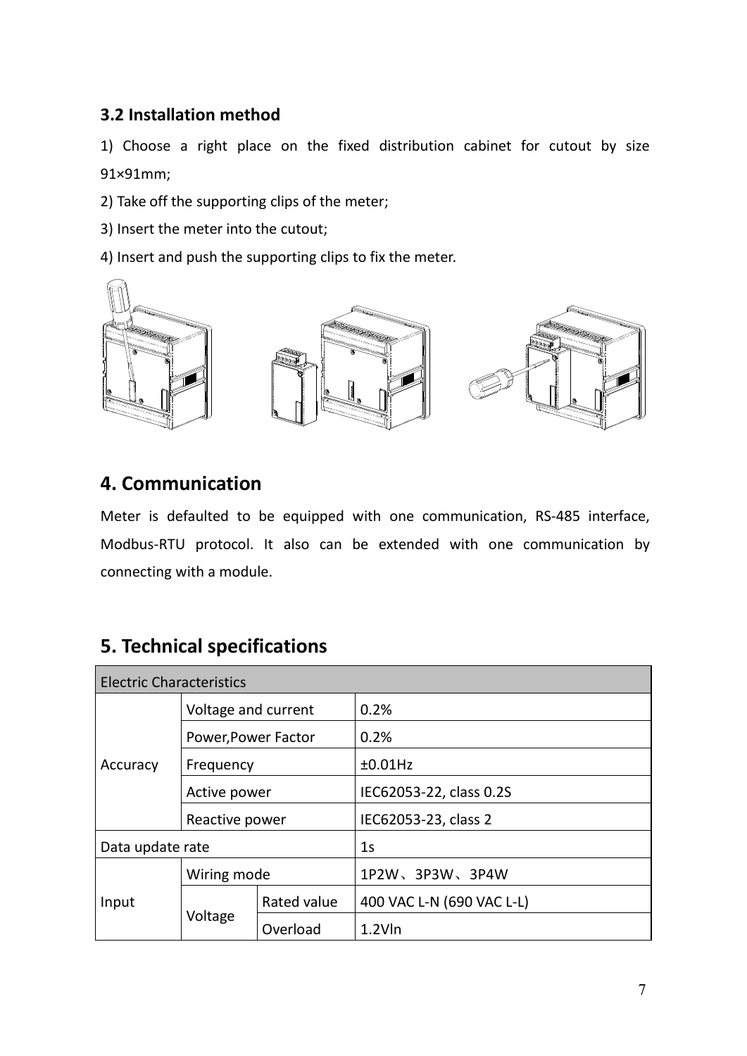### 3.2 Installation method

1) Choose a right place on the fixed distribution cabinet for cutout by size 91×91mm;

2) Take off the supporting clips of the meter;

3) Insert the meter into the cutout;

4) Insert and push the supporting clips to fix the meter.

## 4. Communication

Meter is defaulted to be equipped with one communication, RS-485 interface, Modbus-RTU protocol. It also can be extended with one communication by connecting with a module.

## 5. Technical specifications

| Electric Characteristics | | | |
|---|---|---|---|
| Accuracy | Voltage and current | | 0.2% |
| | Power,Power Factor | | 0.2% |
| | Frequency | | ±0.01Hz |
| | Active power | | IEC62053-22, class 0.2S |
| | Reactive power | | IEC62053-23, class 2 |
| Data update rate | | | 1s |
| Input | Wiring mode | | 1P2W、3P3W、3P4W |
| | Voltage | Rated value | 400 VAC L-N (690 VAC L-L) |
| | | Overload | 1.2Vln |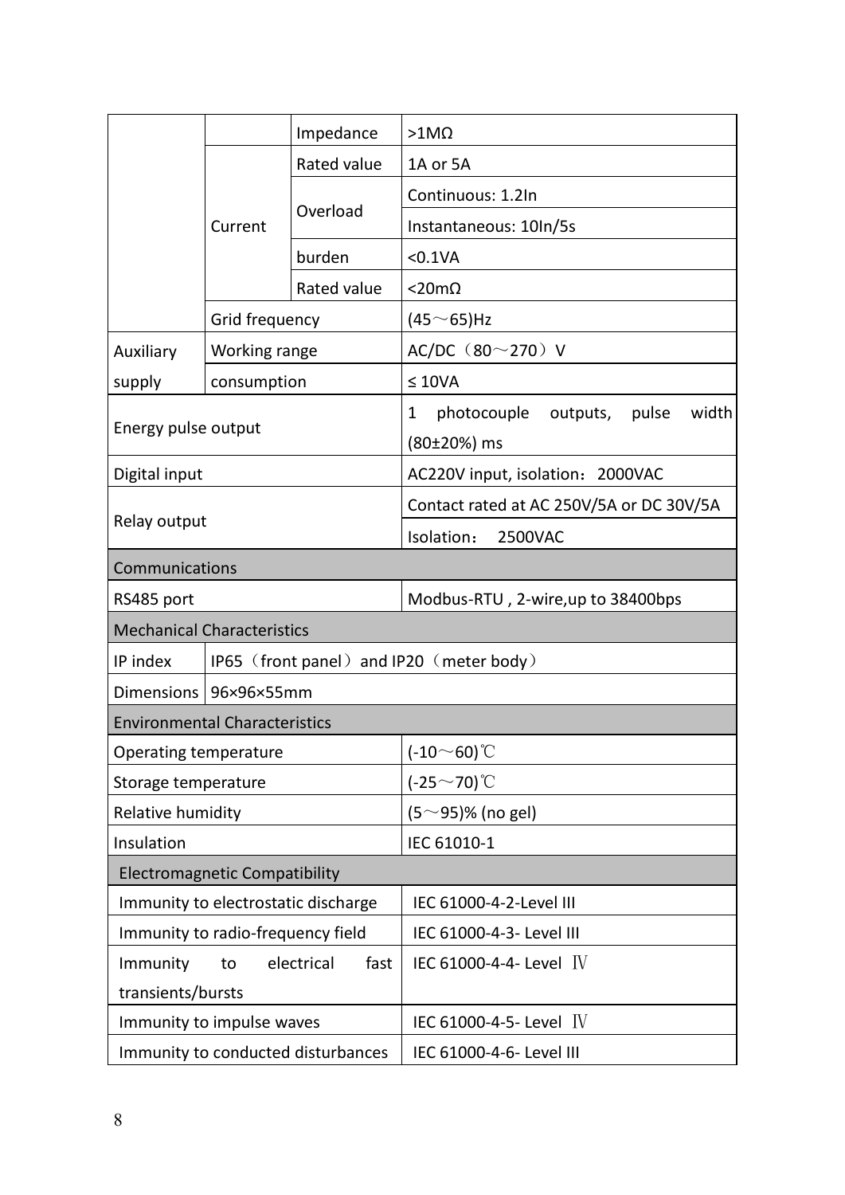| | | | |
|---|---|---|---|
| | | Impedance | >1MΩ |
| | Current | Rated value | 1A or 5A |
| | | Overload | Continuous: 1.2In |
| | | | Instantaneous: 10In/5s |
| | | burden | <0.1VA |
| | | Rated value | <20mΩ |
| | Grid frequency | | (45～65)Hz |
| Auxiliary supply | Working range | | AC/DC（80～270）V |
| | consumption | | ≤ 10VA |
| Energy pulse output | | | 1 photocouple outputs, pulse width (80±20%) ms |
| Digital input | | | AC220V input, isolation：2000VAC |
| Relay output | | | Contact rated at AC 250V/5A or DC 30V/5A |
| | | | Isolation：  2500VAC |
| **Communications** | | | |
| RS485 port | | | Modbus-RTU , 2-wire,up to 38400bps |
| **Mechanical Characteristics** | | | |
| IP index | IP65（front panel）and IP20（meter body） | | |
| Dimensions | 96×96×55mm | | |
| **Environmental Characteristics** | | | |
| Operating temperature | | | (-10～60)℃ |
| Storage temperature | | | (-25～70)℃ |
| Relative humidity | | | (5～95)% (no gel) |
| Insulation | | | IEC 61010-1 |
| **Electromagnetic Compatibility** | | | |
| Immunity to electrostatic discharge | | | IEC 61000-4-2-Level III |
| Immunity to radio-frequency field | | | IEC 61000-4-3- Level III |
| Immunity to electrical fast transients/bursts | | | IEC 61000-4-4- Level Ⅳ |
| Immunity to impulse waves | | | IEC 61000-4-5- Level Ⅳ |
| Immunity to conducted disturbances | | | IEC 61000-4-6- Level III |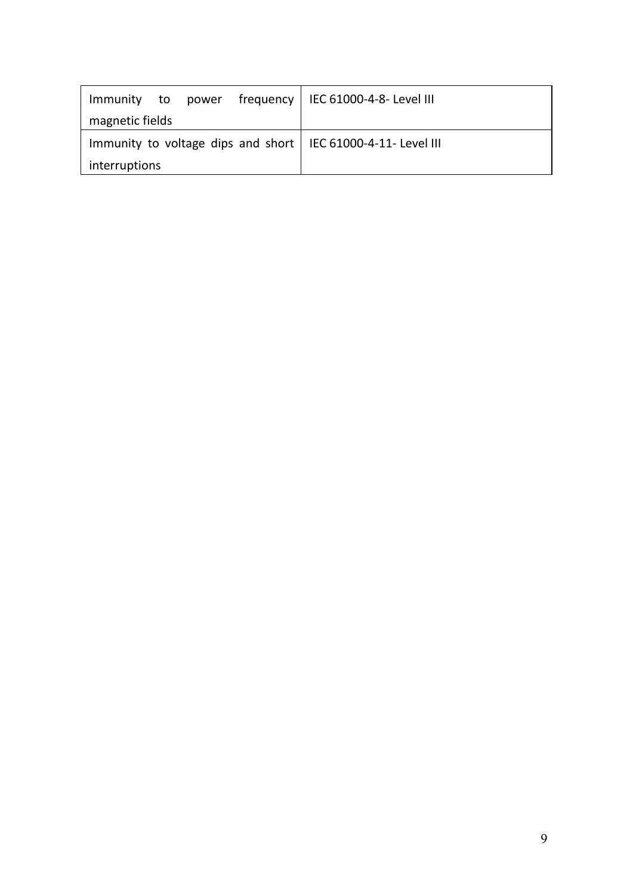| | |
|---|---|
| Immunity to power frequency magnetic fields | IEC 61000-4-8- Level III |
| Immunity to voltage dips and short interruptions | IEC 61000-4-11- Level III |